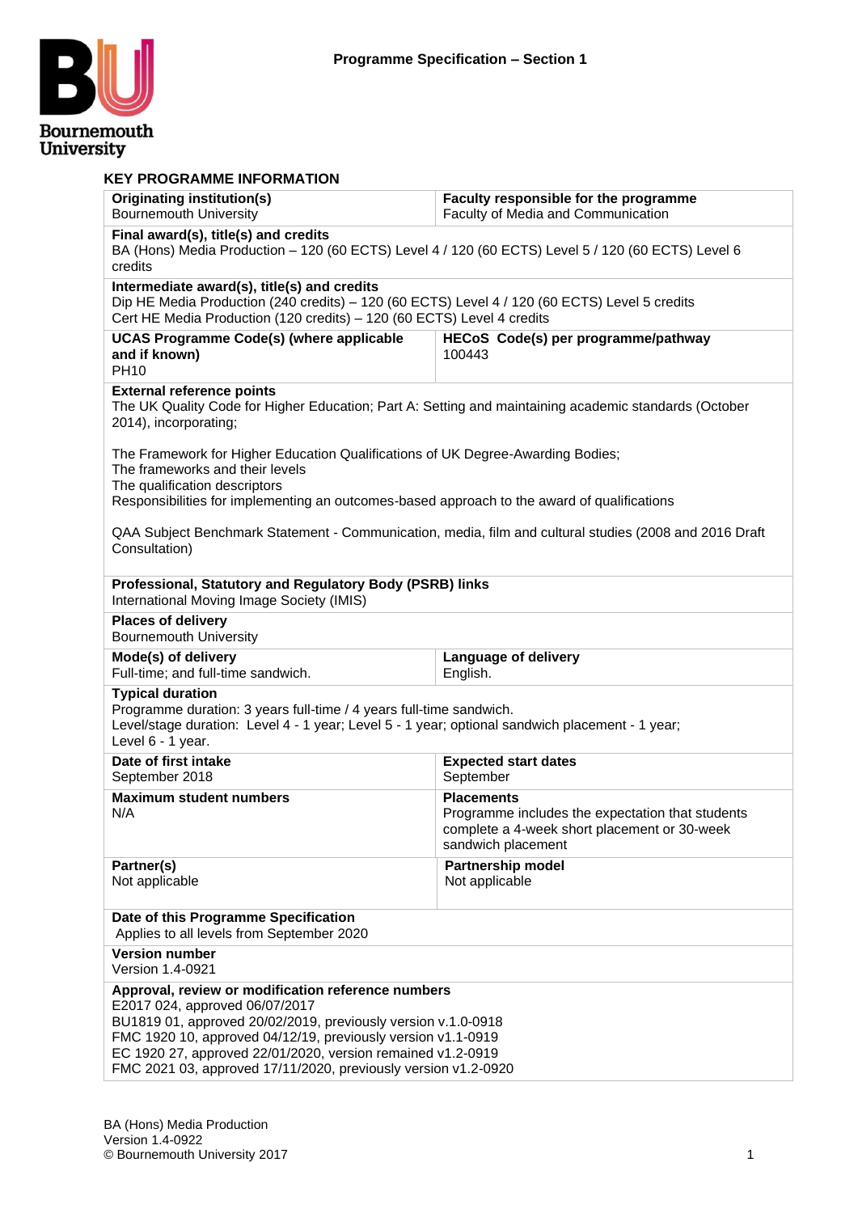# Programme Specification – Section 1

## KEY PROGRAMME INFORMATION

| **Originating institution(s)**<br>Bournemouth University | **Faculty responsible for the programme**<br>Faculty of Media and Communication |
|---|---|
| **Final award(s), title(s) and credits**<br>BA (Hons) Media Production – 120 (60 ECTS) Level 4 / 120 (60 ECTS) Level 5 / 120 (60 ECTS) Level 6 credits | |
| **Intermediate award(s), title(s) and credits**<br>Dip HE Media Production (240 credits) – 120 (60 ECTS) Level 4 / 120 (60 ECTS) Level 5 credits<br>Cert HE Media Production (120 credits) – 120 (60 ECTS) Level 4 credits | |
| **UCAS Programme Code(s) (where applicable and if known)**<br>PH10 | **HECoS Code(s) per programme/pathway**<br>100443 |
| **External reference points**<br>The UK Quality Code for Higher Education; Part A: Setting and maintaining academic standards (October 2014), incorporating;<br><br>The Framework for Higher Education Qualifications of UK Degree-Awarding Bodies;<br>The frameworks and their levels<br>The qualification descriptors<br>Responsibilities for implementing an outcomes-based approach to the award of qualifications<br><br>QAA Subject Benchmark Statement - Communication, media, film and cultural studies (2008 and 2016 Draft Consultation) | |
| **Professional, Statutory and Regulatory Body (PSRB) links**<br>International Moving Image Society (IMIS) | |
| **Places of delivery**<br>Bournemouth University | |
| **Mode(s) of delivery**<br>Full-time; and full-time sandwich. | **Language of delivery**<br>English. |
| **Typical duration**<br>Programme duration: 3 years full-time / 4 years full-time sandwich.<br>Level/stage duration: Level 4 - 1 year; Level 5 - 1 year; optional sandwich placement - 1 year; Level 6 - 1 year. | |
| **Date of first intake**<br>September 2018 | **Expected start dates**<br>September |
| **Maximum student numbers**<br>N/A | **Placements**<br>Programme includes the expectation that students complete a 4-week short placement or 30-week sandwich placement |
| **Partner(s)**<br>Not applicable | **Partnership model**<br>Not applicable |
| **Date of this Programme Specification**<br>Applies to all levels from September 2020 | |
| **Version number**<br>Version 1.4-0921 | |
| **Approval, review or modification reference numbers**<br>E2017 024, approved 06/07/2017<br>BU1819 01, approved 20/02/2019, previously version v.1.0-0918<br>FMC 1920 10, approved 04/12/19, previously version v1.1-0919<br>EC 1920 27, approved 22/01/2020, version remained v1.2-0919<br>FMC 2021 03, approved 17/11/2020, previously version v1.2-0920 | |

BA (Hons) Media Production
Version 1.4-0922
© Bournemouth University 2017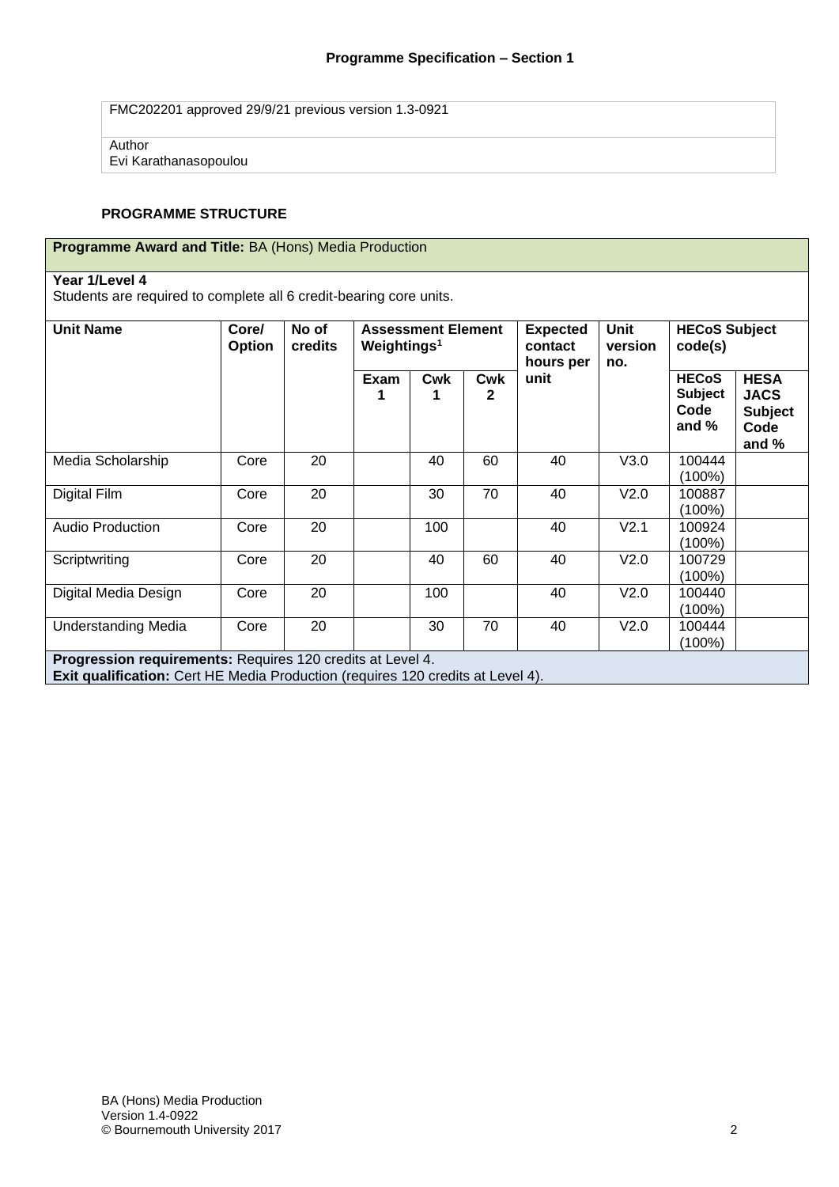## Programme Specification – Section 1

| FMC202201 approved 29/9/21 previous version 1.3-0921 |
|---|
| Author<br>Evi Karathanasopoulou |

### PROGRAMME STRUCTURE

**Programme Award and Title:** BA (Hons) Media Production

**Year 1/Level 4**
Students are required to complete all 6 credit-bearing core units.

| Unit Name | Core/ Option | No of credits | Assessment Element Weightings[1] | | | Expected contact hours per unit | Unit version no. | HECoS Subject code(s) | |
|---|---|---|---|---|---|---|---|---|---|
| | | | Exam 1 | Cwk 1 | Cwk 2 | | | HECoS Subject Code and % | HESA JACS Subject Code and % |
| Media Scholarship | Core | 20 | | 40 | 60 | 40 | V3.0 | 100444 (100%) | |
| Digital Film | Core | 20 | | 30 | 70 | 40 | V2.0 | 100887 (100%) | |
| Audio Production | Core | 20 | | 100 | | 40 | V2.1 | 100924 (100%) | |
| Scriptwriting | Core | 20 | | 40 | 60 | 40 | V2.0 | 100729 (100%) | |
| Digital Media Design | Core | 20 | | 100 | | 40 | V2.0 | 100440 (100%) | |
| Understanding Media | Core | 20 | | 30 | 70 | 40 | V2.0 | 100444 (100%) | |

**Progression requirements:** Requires 120 credits at Level 4.
**Exit qualification:** Cert HE Media Production (requires 120 credits at Level 4).

BA (Hons) Media Production
Version 1.4-0922
© Bournemouth University 2017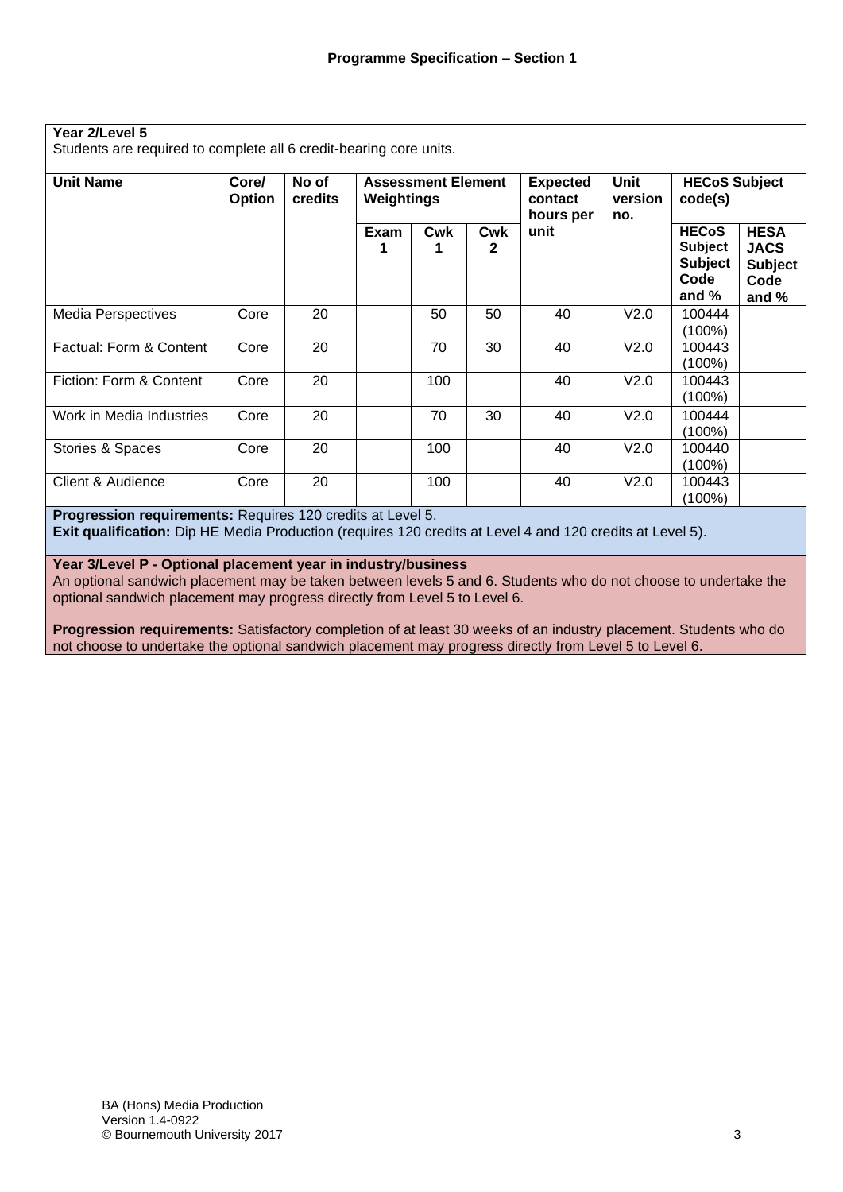## Programme Specification – Section 1

**Year 2/Level 5**

Students are required to complete all 6 credit-bearing core units.

| Unit Name | Core/ Option | No of credits | Assessment Element Weightings | | | Expected contact hours per unit | Unit version no. | HECoS Subject code(s) | |
|---|---|---|---|---|---|---|---|---|---|
| | | | Exam 1 | Cwk 1 | Cwk 2 | | | HECoS Subject Code and % | HESA JACS Subject Code and % |
| Media Perspectives | Core | 20 | | 50 | 50 | 40 | V2.0 | 100444 (100%) | |
| Factual: Form & Content | Core | 20 | | 70 | 30 | 40 | V2.0 | 100443 (100%) | |
| Fiction: Form & Content | Core | 20 | | 100 | | 40 | V2.0 | 100443 (100%) | |
| Work in Media Industries | Core | 20 | | 70 | 30 | 40 | V2.0 | 100444 (100%) | |
| Stories & Spaces | Core | 20 | | 100 | | 40 | V2.0 | 100440 (100%) | |
| Client & Audience | Core | 20 | | 100 | | 40 | V2.0 | 100443 (100%) | |

**Progression requirements:** Requires 120 credits at Level 5.

**Exit qualification:** Dip HE Media Production (requires 120 credits at Level 4 and 120 credits at Level 5).

**Year 3/Level P - Optional placement year in industry/business**

An optional sandwich placement may be taken between levels 5 and 6. Students who do not choose to undertake the optional sandwich placement may progress directly from Level 5 to Level 6.

**Progression requirements:** Satisfactory completion of at least 30 weeks of an industry placement. Students who do not choose to undertake the optional sandwich placement may progress directly from Level 5 to Level 6.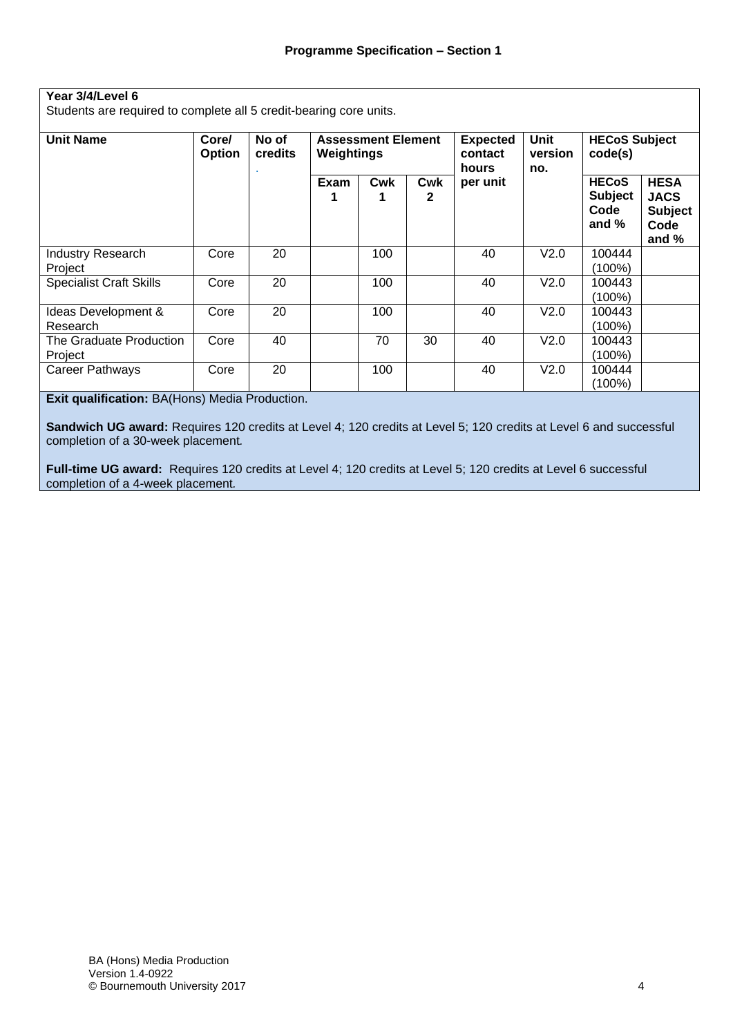**Year 3/4/Level 6**
Students are required to complete all 5 credit-bearing core units.

| Unit Name | Core/ Option | No of credits | Assessment Element Weightings | | | Expected contact hours per unit | Unit version no. | HECoS Subject code(s) | |
|---|---|---|---|---|---|---|---|---|---|
| | | | Exam 1 | Cwk 1 | Cwk 2 | | | HECoS Subject Code and % | HESA JACS Subject Code and % |
| Industry Research Project | Core | 20 | | 100 | | 40 | V2.0 | 100444 (100%) | |
| Specialist Craft Skills | Core | 20 | | 100 | | 40 | V2.0 | 100443 (100%) | |
| Ideas Development & Research | Core | 20 | | 100 | | 40 | V2.0 | 100443 (100%) | |
| The Graduate Production Project | Core | 40 | | 70 | 30 | 40 | V2.0 | 100443 (100%) | |
| Career Pathways | Core | 20 | | 100 | | 40 | V2.0 | 100444 (100%) | |

**Exit qualification:** BA(Hons) Media Production.

**Sandwich UG award:** Requires 120 credits at Level 4; 120 credits at Level 5; 120 credits at Level 6 and successful completion of a 30-week placement.

**Full-time UG award:** Requires 120 credits at Level 4; 120 credits at Level 5; 120 credits at Level 6 successful completion of a 4-week placement.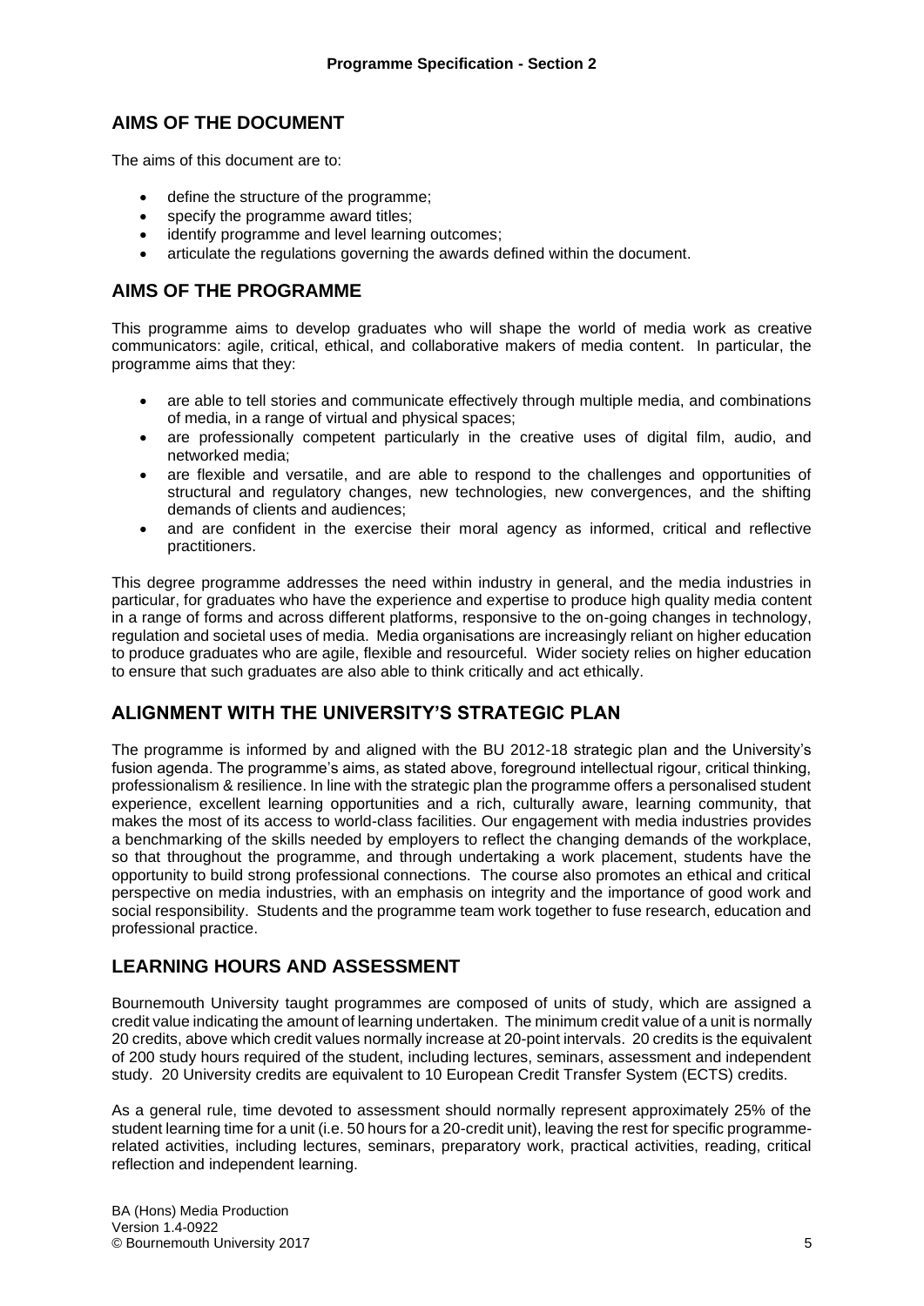## AIMS OF THE DOCUMENT

The aims of this document are to:

- define the structure of the programme;
- specify the programme award titles;
- identify programme and level learning outcomes;
- articulate the regulations governing the awards defined within the document.

## AIMS OF THE PROGRAMME

This programme aims to develop graduates who will shape the world of media work as creative communicators: agile, critical, ethical, and collaborative makers of media content. In particular, the programme aims that they:

- are able to tell stories and communicate effectively through multiple media, and combinations of media, in a range of virtual and physical spaces;
- are professionally competent particularly in the creative uses of digital film, audio, and networked media;
- are flexible and versatile, and are able to respond to the challenges and opportunities of structural and regulatory changes, new technologies, new convergences, and the shifting demands of clients and audiences;
- and are confident in the exercise their moral agency as informed, critical and reflective practitioners.

This degree programme addresses the need within industry in general, and the media industries in particular, for graduates who have the experience and expertise to produce high quality media content in a range of forms and across different platforms, responsive to the on-going changes in technology, regulation and societal uses of media. Media organisations are increasingly reliant on higher education to produce graduates who are agile, flexible and resourceful. Wider society relies on higher education to ensure that such graduates are also able to think critically and act ethically.

## ALIGNMENT WITH THE UNIVERSITY'S STRATEGIC PLAN

The programme is informed by and aligned with the BU 2012-18 strategic plan and the University's fusion agenda. The programme's aims, as stated above, foreground intellectual rigour, critical thinking, professionalism & resilience. In line with the strategic plan the programme offers a personalised student experience, excellent learning opportunities and a rich, culturally aware, learning community, that makes the most of its access to world-class facilities. Our engagement with media industries provides a benchmarking of the skills needed by employers to reflect the changing demands of the workplace, so that throughout the programme, and through undertaking a work placement, students have the opportunity to build strong professional connections. The course also promotes an ethical and critical perspective on media industries, with an emphasis on integrity and the importance of good work and social responsibility. Students and the programme team work together to fuse research, education and professional practice.

## LEARNING HOURS AND ASSESSMENT

Bournemouth University taught programmes are composed of units of study, which are assigned a credit value indicating the amount of learning undertaken. The minimum credit value of a unit is normally 20 credits, above which credit values normally increase at 20-point intervals. 20 credits is the equivalent of 200 study hours required of the student, including lectures, seminars, assessment and independent study. 20 University credits are equivalent to 10 European Credit Transfer System (ECTS) credits.

As a general rule, time devoted to assessment should normally represent approximately 25% of the student learning time for a unit (i.e. 50 hours for a 20-credit unit), leaving the rest for specific programme-related activities, including lectures, seminars, preparatory work, practical activities, reading, critical reflection and independent learning.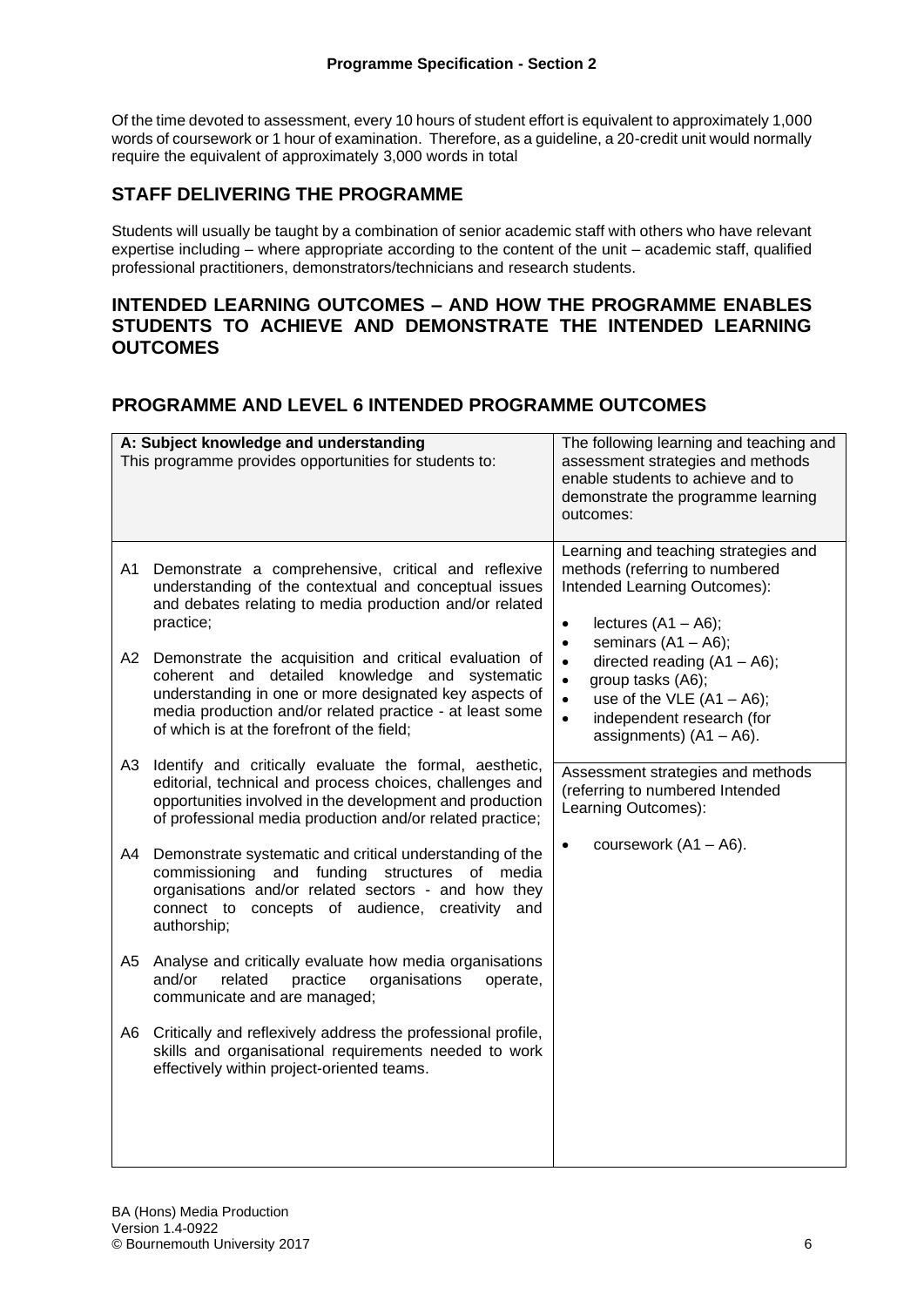Of the time devoted to assessment, every 10 hours of student effort is equivalent to approximately 1,000 words of coursework or 1 hour of examination. Therefore, as a guideline, a 20-credit unit would normally require the equivalent of approximately 3,000 words in total

## STAFF DELIVERING THE PROGRAMME

Students will usually be taught by a combination of senior academic staff with others who have relevant expertise including – where appropriate according to the content of the unit – academic staff, qualified professional practitioners, demonstrators/technicians and research students.

## INTENDED LEARNING OUTCOMES – AND HOW THE PROGRAMME ENABLES STUDENTS TO ACHIEVE AND DEMONSTRATE THE INTENDED LEARNING OUTCOMES

## PROGRAMME AND LEVEL 6 INTENDED PROGRAMME OUTCOMES

| **A: Subject knowledge and understanding**<br>This programme provides opportunities for students to: | The following learning and teaching and assessment strategies and methods enable students to achieve and to demonstrate the programme learning outcomes: |
|---|---|
| A1 Demonstrate a comprehensive, critical and reflexive understanding of the contextual and conceptual issues and debates relating to media production and/or related practice;<br><br>A2 Demonstrate the acquisition and critical evaluation of coherent and detailed knowledge and systematic understanding in one or more designated key aspects of media production and/or related practice - at least some of which is at the forefront of the field;<br><br>A3 Identify and critically evaluate the formal, aesthetic, editorial, technical and process choices, challenges and opportunities involved in the development and production of professional media production and/or related practice;<br><br>A4 Demonstrate systematic and critical understanding of the commissioning and funding structures of media organisations and/or related sectors - and how they connect to concepts of audience, creativity and authorship;<br><br>A5 Analyse and critically evaluate how media organisations and/or related practice organisations operate, communicate and are managed;<br><br>A6 Critically and reflexively address the professional profile, skills and organisational requirements needed to work effectively within project-oriented teams. | Learning and teaching strategies and methods (referring to numbered Intended Learning Outcomes):<br><br>• lectures (A1 – A6);<br>• seminars (A1 – A6);<br>• directed reading (A1 – A6);<br>• group tasks (A6);<br>• use of the VLE (A1 – A6);<br>• independent research (for assignments) (A1 – A6).<br><br>Assessment strategies and methods (referring to numbered Intended Learning Outcomes):<br><br>• coursework (A1 – A6). |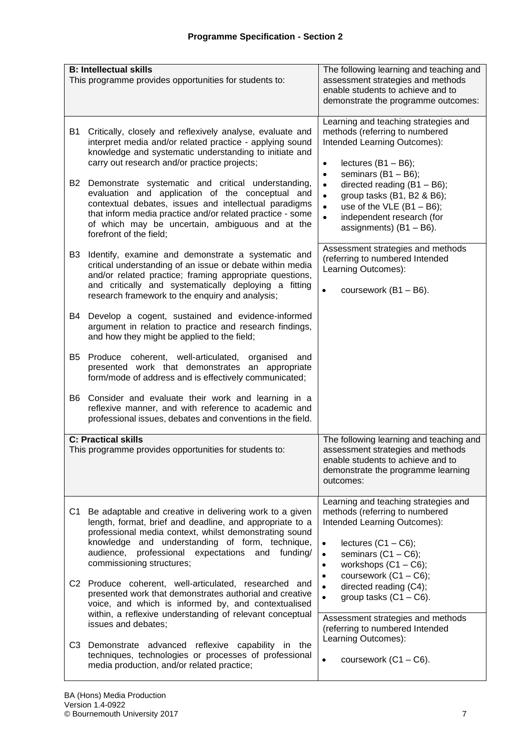## Programme Specification - Section 2

| **B: Intellectual skills**<br>This programme provides opportunities for students to: | The following learning and teaching and assessment strategies and methods enable students to achieve and to demonstrate the programme outcomes: |
|---|---|
| B1 Critically, closely and reflexively analyse, evaluate and interpret media and/or related practice - applying sound knowledge and systematic understanding to initiate and carry out research and/or practice projects;<br><br>B2 Demonstrate systematic and critical understanding, evaluation and application of the conceptual and contextual debates, issues and intellectual paradigms that inform media practice and/or related practice - some of which may be uncertain, ambiguous and at the forefront of the field;<br><br>B3 Identify, examine and demonstrate a systematic and critical understanding of an issue or debate within media and/or related practice; framing appropriate questions, and critically and systematically deploying a fitting research framework to the enquiry and analysis;<br><br>B4 Develop a cogent, sustained and evidence-informed argument in relation to practice and research findings, and how they might be applied to the field;<br><br>B5 Produce coherent, well-articulated, organised and presented work that demonstrates an appropriate form/mode of address and is effectively communicated;<br><br>B6 Consider and evaluate their work and learning in a reflexive manner, and with reference to academic and professional issues, debates and conventions in the field. | Learning and teaching strategies and methods (referring to numbered Intended Learning Outcomes):<br><br>• lectures (B1 – B6);<br>• seminars (B1 – B6);<br>• directed reading (B1 – B6);<br>• group tasks (B1, B2 & B6);<br>• use of the VLE (B1 – B6);<br>• independent research (for assignments) (B1 – B6).<br><br>Assessment strategies and methods (referring to numbered Intended Learning Outcomes):<br><br>• coursework (B1 – B6). |
| **C: Practical skills**<br>This programme provides opportunities for students to: | The following learning and teaching and assessment strategies and methods enable students to achieve and to demonstrate the programme learning outcomes: |
| C1 Be adaptable and creative in delivering work to a given length, format, brief and deadline, and appropriate to a professional media context, whilst demonstrating sound knowledge and understanding of form, technique, audience, professional expectations and funding/ commissioning structures;<br><br>C2 Produce coherent, well-articulated, researched and presented work that demonstrates authorial and creative voice, and which is informed by, and contextualised within, a reflexive understanding of relevant conceptual issues and debates;<br><br>C3 Demonstrate advanced reflexive capability in the techniques, technologies or processes of professional media production, and/or related practice; | Learning and teaching strategies and methods (referring to numbered Intended Learning Outcomes):<br><br>• lectures (C1 – C6);<br>• seminars (C1 – C6);<br>• workshops (C1 – C6);<br>• coursework (C1 – C6);<br>• directed reading (C4);<br>• group tasks (C1 – C6).<br><br>Assessment strategies and methods (referring to numbered Intended Learning Outcomes):<br><br>• coursework (C1 – C6). |

BA (Hons) Media Production
Version 1.4-0922
© Bournemouth University 2017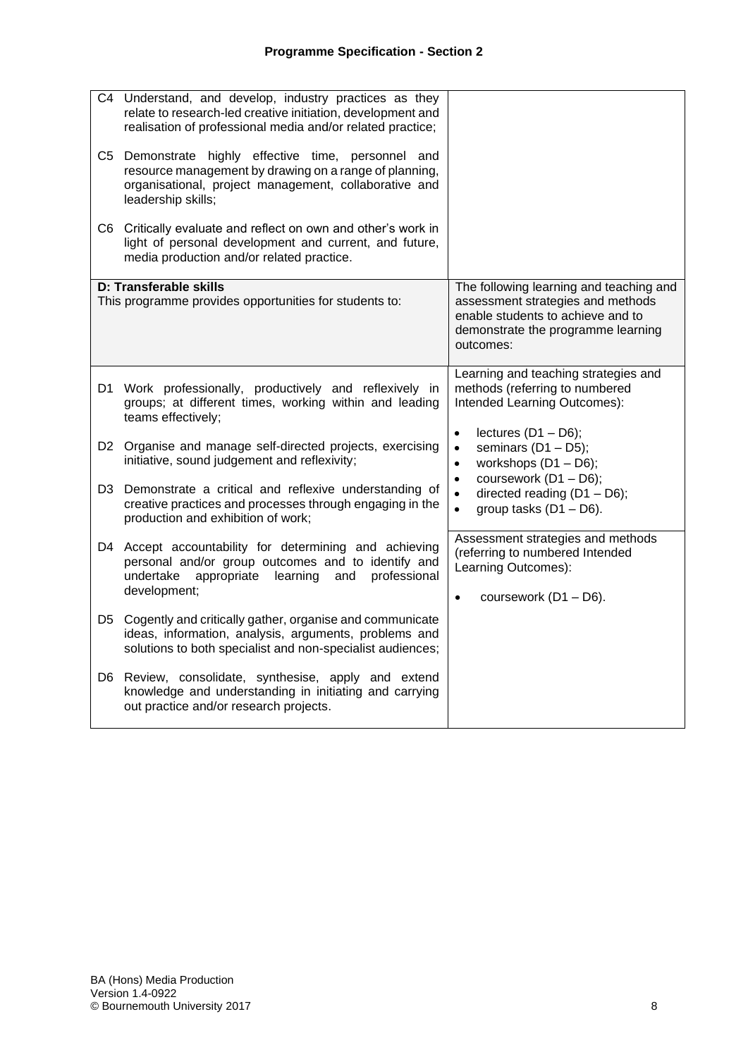## Programme Specification - Section 2

| | |
|---|---|
| C4 Understand, and develop, industry practices as they relate to research-led creative initiation, development and realisation of professional media and/or related practice;<br><br>C5 Demonstrate highly effective time, personnel and resource management by drawing on a range of planning, organisational, project management, collaborative and leadership skills;<br><br>C6 Critically evaluate and reflect on own and other's work in light of personal development and current, and future, media production and/or related practice. | |
| **D: Transferable skills**<br>This programme provides opportunities for students to: | The following learning and teaching and assessment strategies and methods enable students to achieve and to demonstrate the programme learning outcomes: |
| D1 Work professionally, productively and reflexively in groups; at different times, working within and leading teams effectively;<br><br>D2 Organise and manage self-directed projects, exercising initiative, sound judgement and reflexivity;<br><br>D3 Demonstrate a critical and reflexive understanding of creative practices and processes through engaging in the production and exhibition of work;<br><br>D4 Accept accountability for determining and achieving personal and/or group outcomes and to identify and undertake appropriate learning and professional development;<br><br>D5 Cogently and critically gather, organise and communicate ideas, information, analysis, arguments, problems and solutions to both specialist and non-specialist audiences;<br><br>D6 Review, consolidate, synthesise, apply and extend knowledge and understanding in initiating and carrying out practice and/or research projects. | Learning and teaching strategies and methods (referring to numbered Intended Learning Outcomes):<br><br>• lectures (D1 – D6);<br>• seminars (D1 – D5);<br>• workshops (D1 – D6);<br>• coursework (D1 – D6);<br>• directed reading (D1 – D6);<br>• group tasks (D1 – D6).<br><br>Assessment strategies and methods (referring to numbered Intended Learning Outcomes):<br><br>• coursework (D1 – D6). |

BA (Hons) Media Production
Version 1.4-0922
© Bournemouth University 2017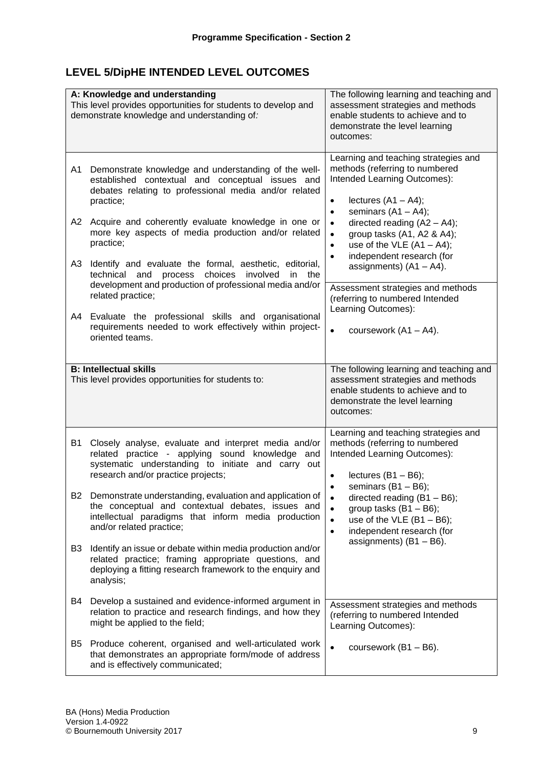**Programme Specification - Section 2**

## LEVEL 5/DipHE INTENDED LEVEL OUTCOMES

| **A: Knowledge and understanding**<br>This level provides opportunities for students to develop and demonstrate knowledge and understanding of: | The following learning and teaching and assessment strategies and methods enable students to achieve and to demonstrate the level learning outcomes: |
|---|---|
| A1 Demonstrate knowledge and understanding of the well-established contextual and conceptual issues and debates relating to professional media and/or related practice;<br><br>A2 Acquire and coherently evaluate knowledge in one or more key aspects of media production and/or related practice;<br><br>A3 Identify and evaluate the formal, aesthetic, editorial, technical and process choices involved in the development and production of professional media and/or related practice;<br><br>A4 Evaluate the professional skills and organisational requirements needed to work effectively within project-oriented teams. | Learning and teaching strategies and methods (referring to numbered Intended Learning Outcomes):<br><br>• lectures (A1 – A4);<br>• seminars (A1 – A4);<br>• directed reading (A2 – A4);<br>• group tasks (A1, A2 & A4);<br>• use of the VLE (A1 – A4);<br>• independent research (for assignments) (A1 – A4).<br><br>Assessment strategies and methods (referring to numbered Intended Learning Outcomes):<br><br>• coursework (A1 – A4). |

| **B: Intellectual skills**<br>This level provides opportunities for students to: | The following learning and teaching and assessment strategies and methods enable students to achieve and to demonstrate the level learning outcomes: |
|---|---|
| B1 Closely analyse, evaluate and interpret media and/or related practice - applying sound knowledge and systematic understanding to initiate and carry out research and/or practice projects;<br><br>B2 Demonstrate understanding, evaluation and application of the conceptual and contextual debates, issues and intellectual paradigms that inform media production and/or related practice;<br><br>B3 Identify an issue or debate within media production and/or related practice; framing appropriate questions, and deploying a fitting research framework to the enquiry and analysis;<br><br>B4 Develop a sustained and evidence-informed argument in relation to practice and research findings, and how they might be applied to the field;<br><br>B5 Produce coherent, organised and well-articulated work that demonstrates an appropriate form/mode of address and is effectively communicated; | Learning and teaching strategies and methods (referring to numbered Intended Learning Outcomes):<br><br>• lectures (B1 – B6);<br>• seminars (B1 – B6);<br>• directed reading (B1 – B6);<br>• group tasks (B1 – B6);<br>• use of the VLE (B1 – B6);<br>• independent research (for assignments) (B1 – B6).<br><br>Assessment strategies and methods (referring to numbered Intended Learning Outcomes):<br><br>• coursework (B1 – B6). |

BA (Hons) Media Production
Version 1.4-0922
© Bournemouth University 2017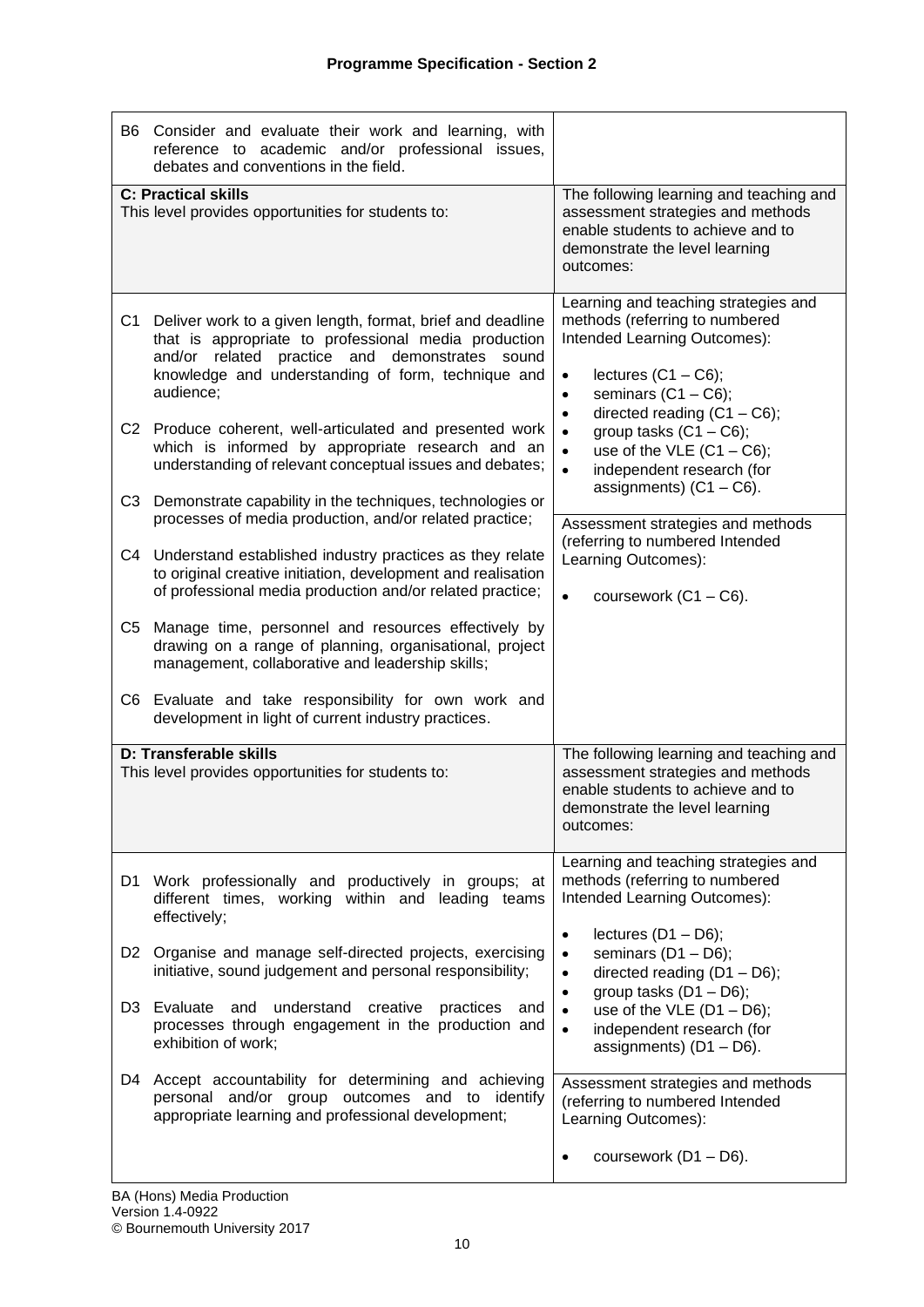## Programme Specification - Section 2

| | |
|---|---|
| B6 Consider and evaluate their work and learning, with reference to academic and/or professional issues, debates and conventions in the field. | |
| **C: Practical skills**<br>This level provides opportunities for students to: | The following learning and teaching and assessment strategies and methods enable students to achieve and to demonstrate the level learning outcomes: |
| C1 Deliver work to a given length, format, brief and deadline that is appropriate to professional media production and/or related practice and demonstrates sound knowledge and understanding of form, technique and audience;<br><br>C2 Produce coherent, well-articulated and presented work which is informed by appropriate research and an understanding of relevant conceptual issues and debates;<br><br>C3 Demonstrate capability in the techniques, technologies or processes of media production, and/or related practice;<br><br>C4 Understand established industry practices as they relate to original creative initiation, development and realisation of professional media production and/or related practice;<br><br>C5 Manage time, personnel and resources effectively by drawing on a range of planning, organisational, project management, collaborative and leadership skills;<br><br>C6 Evaluate and take responsibility for own work and development in light of current industry practices. | Learning and teaching strategies and methods (referring to numbered Intended Learning Outcomes):<br><br>• lectures (C1 – C6);<br>• seminars (C1 – C6);<br>• directed reading (C1 – C6);<br>• group tasks (C1 – C6);<br>• use of the VLE (C1 – C6);<br>• independent research (for assignments) (C1 – C6).<br><br>Assessment strategies and methods (referring to numbered Intended Learning Outcomes):<br><br>• coursework (C1 – C6). |
| **D: Transferable skills**<br>This level provides opportunities for students to: | The following learning and teaching and assessment strategies and methods enable students to achieve and to demonstrate the level learning outcomes: |
| D1 Work professionally and productively in groups; at different times, working within and leading teams effectively;<br><br>D2 Organise and manage self-directed projects, exercising initiative, sound judgement and personal responsibility;<br><br>D3 Evaluate and understand creative practices and processes through engagement in the production and exhibition of work;<br><br>D4 Accept accountability for determining and achieving personal and/or group outcomes and to identify appropriate learning and professional development; | Learning and teaching strategies and methods (referring to numbered Intended Learning Outcomes):<br><br>• lectures (D1 – D6);<br>• seminars (D1 – D6);<br>• directed reading (D1 – D6);<br>• group tasks (D1 – D6);<br>• use of the VLE (D1 – D6);<br>• independent research (for assignments) (D1 – D6).<br><br>Assessment strategies and methods (referring to numbered Intended Learning Outcomes):<br><br>• coursework (D1 – D6). |

BA (Hons) Media Production
Version 1.4-0922
© Bournemouth University 2017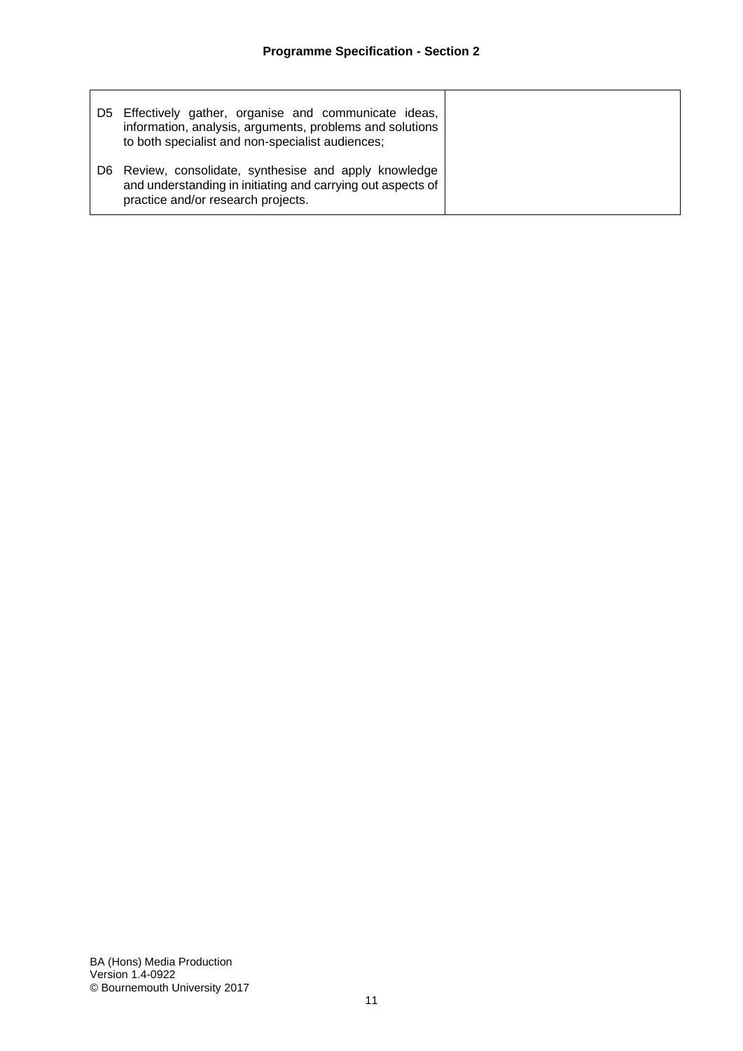| | |
|---|---|
| D5 Effectively gather, organise and communicate ideas, information, analysis, arguments, problems and solutions to both specialist and non-specialist audiences;<br><br>D6 Review, consolidate, synthesise and apply knowledge and understanding in initiating and carrying out aspects of practice and/or research projects. | |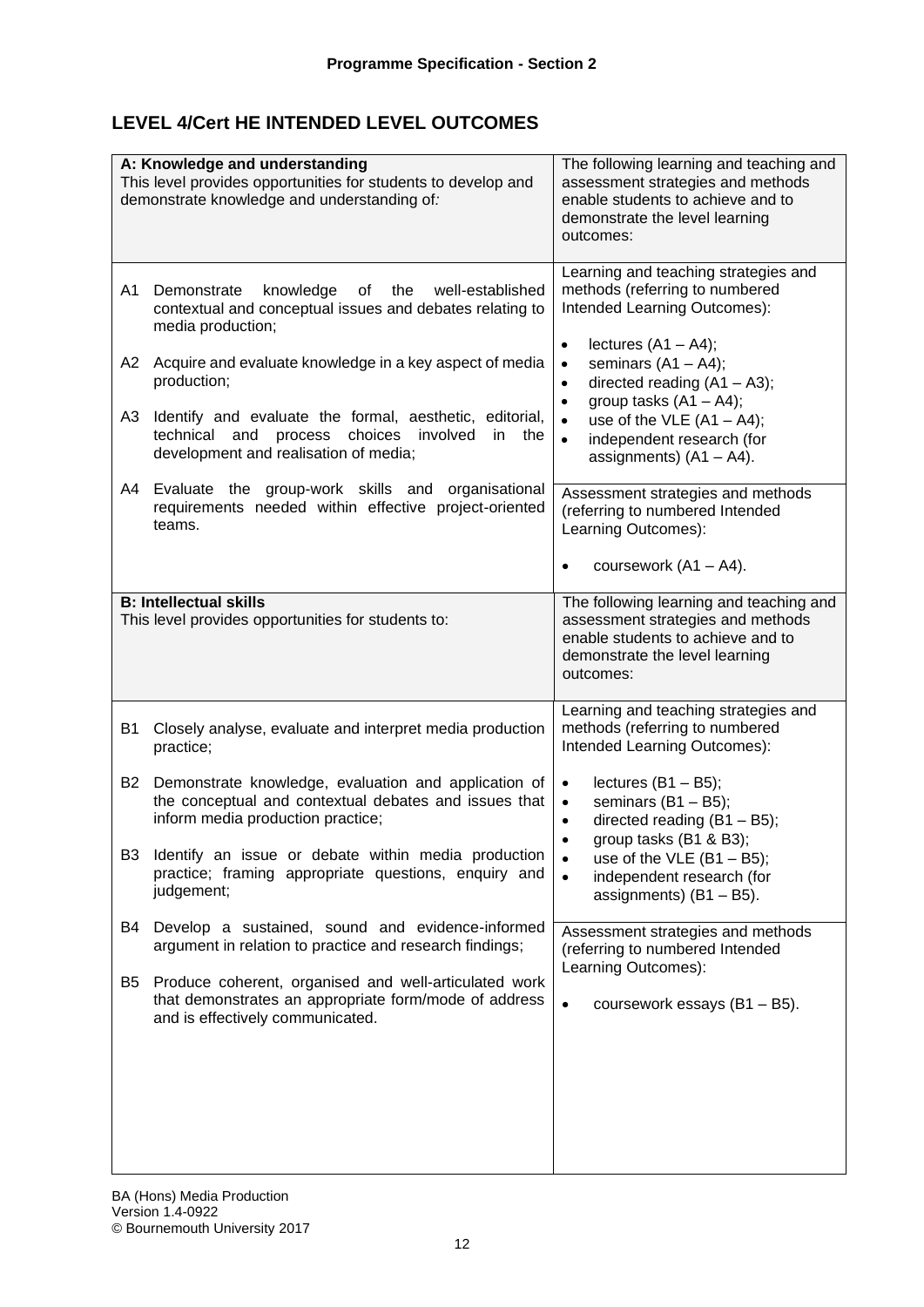## LEVEL 4/Cert HE INTENDED LEVEL OUTCOMES

| **A: Knowledge and understanding**<br>This level provides opportunities for students to develop and demonstrate knowledge and understanding of: | The following learning and teaching and assessment strategies and methods enable students to achieve and to demonstrate the level learning outcomes: |
|---|---|
| A1 Demonstrate knowledge of the well-established contextual and conceptual issues and debates relating to media production;<br><br>A2 Acquire and evaluate knowledge in a key aspect of media production;<br><br>A3 Identify and evaluate the formal, aesthetic, editorial, technical and process choices involved in the development and realisation of media;<br><br>A4 Evaluate the group-work skills and organisational requirements needed within effective project-oriented teams. | Learning and teaching strategies and methods (referring to numbered Intended Learning Outcomes):<br><br>• lectures (A1 – A4);<br>• seminars (A1 – A4);<br>• directed reading (A1 – A3);<br>• group tasks (A1 – A4);<br>• use of the VLE (A1 – A4);<br>• independent research (for assignments) (A1 – A4).<br><br>Assessment strategies and methods (referring to numbered Intended Learning Outcomes):<br><br>• coursework (A1 – A4). |
| **B: Intellectual skills**<br>This level provides opportunities for students to: | The following learning and teaching and assessment strategies and methods enable students to achieve and to demonstrate the level learning outcomes: |
| B1 Closely analyse, evaluate and interpret media production practice;<br><br>B2 Demonstrate knowledge, evaluation and application of the conceptual and contextual debates and issues that inform media production practice;<br><br>B3 Identify an issue or debate within media production practice; framing appropriate questions, enquiry and judgement;<br><br>B4 Develop a sustained, sound and evidence-informed argument in relation to practice and research findings;<br><br>B5 Produce coherent, organised and well-articulated work that demonstrates an appropriate form/mode of address and is effectively communicated. | Learning and teaching strategies and methods (referring to numbered Intended Learning Outcomes):<br><br>• lectures (B1 – B5);<br>• seminars (B1 – B5);<br>• directed reading (B1 – B5);<br>• group tasks (B1 & B3);<br>• use of the VLE (B1 – B5);<br>• independent research (for assignments) (B1 – B5).<br><br>Assessment strategies and methods (referring to numbered Intended Learning Outcomes):<br><br>• coursework essays (B1 – B5). |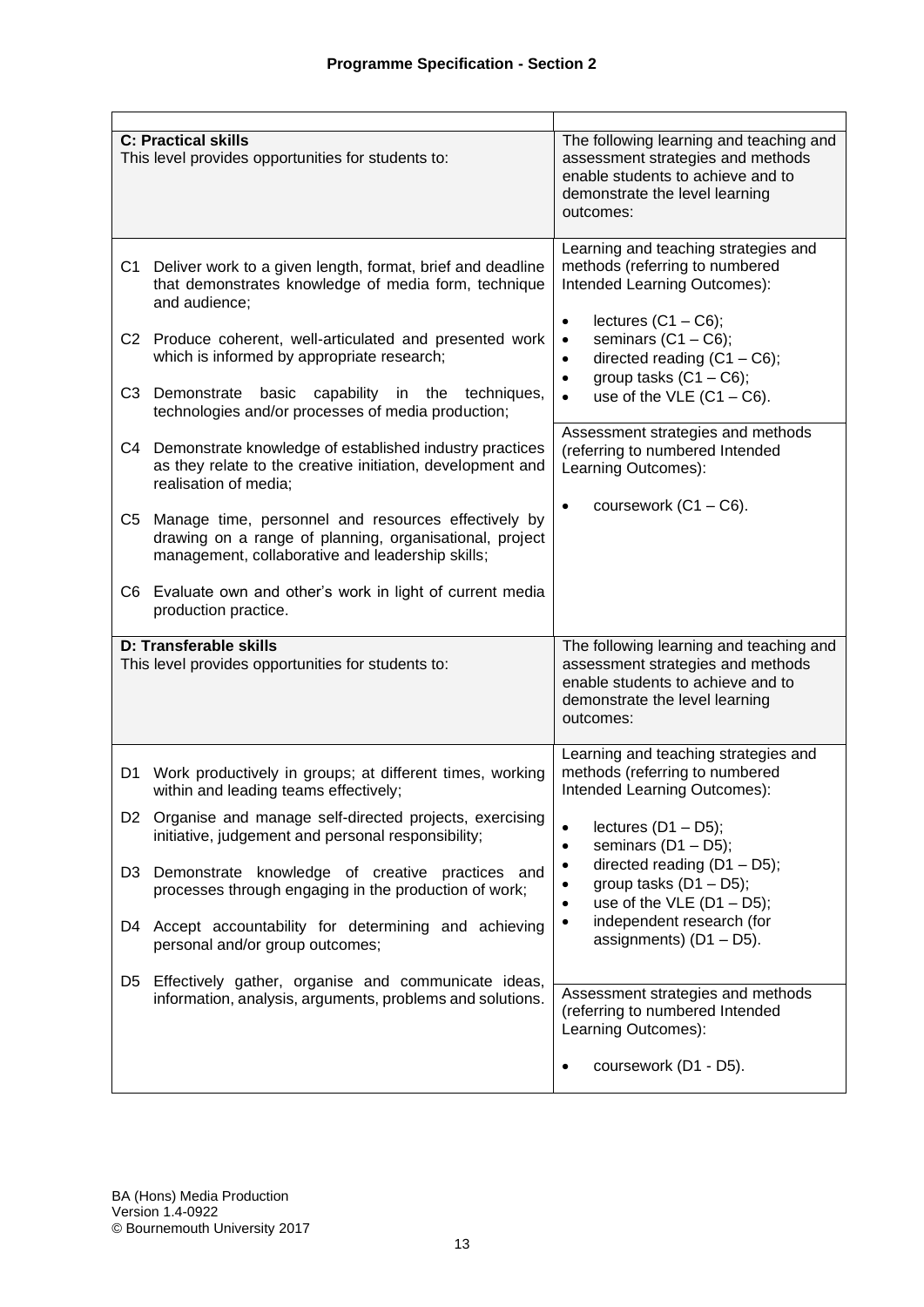## Programme Specification - Section 2

| | |
|---|---|
| **C: Practical skills**<br>This level provides opportunities for students to: | The following learning and teaching and assessment strategies and methods enable students to achieve and to demonstrate the level learning outcomes: |
| C1 Deliver work to a given length, format, brief and deadline that demonstrates knowledge of media form, technique and audience;<br><br>C2 Produce coherent, well-articulated and presented work which is informed by appropriate research;<br><br>C3 Demonstrate basic capability in the techniques, technologies and/or processes of media production;<br><br>C4 Demonstrate knowledge of established industry practices as they relate to the creative initiation, development and realisation of media;<br><br>C5 Manage time, personnel and resources effectively by drawing on a range of planning, organisational, project management, collaborative and leadership skills;<br><br>C6 Evaluate own and other's work in light of current media production practice. | Learning and teaching strategies and methods (referring to numbered Intended Learning Outcomes):<br><br>• lectures (C1 – C6);<br>• seminars (C1 – C6);<br>• directed reading (C1 – C6);<br>• group tasks (C1 – C6);<br>• use of the VLE (C1 – C6).<br><br>Assessment strategies and methods (referring to numbered Intended Learning Outcomes):<br><br>• coursework (C1 – C6). |
| **D: Transferable skills**<br>This level provides opportunities for students to: | The following learning and teaching and assessment strategies and methods enable students to achieve and to demonstrate the level learning outcomes: |
| D1 Work productively in groups; at different times, working within and leading teams effectively;<br><br>D2 Organise and manage self-directed projects, exercising initiative, judgement and personal responsibility;<br><br>D3 Demonstrate knowledge of creative practices and processes through engaging in the production of work;<br><br>D4 Accept accountability for determining and achieving personal and/or group outcomes;<br><br>D5 Effectively gather, organise and communicate ideas, information, analysis, arguments, problems and solutions. | Learning and teaching strategies and methods (referring to numbered Intended Learning Outcomes):<br><br>• lectures (D1 – D5);<br>• seminars (D1 – D5);<br>• directed reading (D1 – D5);<br>• group tasks (D1 – D5);<br>• use of the VLE (D1 – D5);<br>• independent research (for assignments) (D1 – D5).<br><br>Assessment strategies and methods (referring to numbered Intended Learning Outcomes):<br><br>• coursework (D1 - D5). |

BA (Hons) Media Production
Version 1.4-0922
© Bournemouth University 2017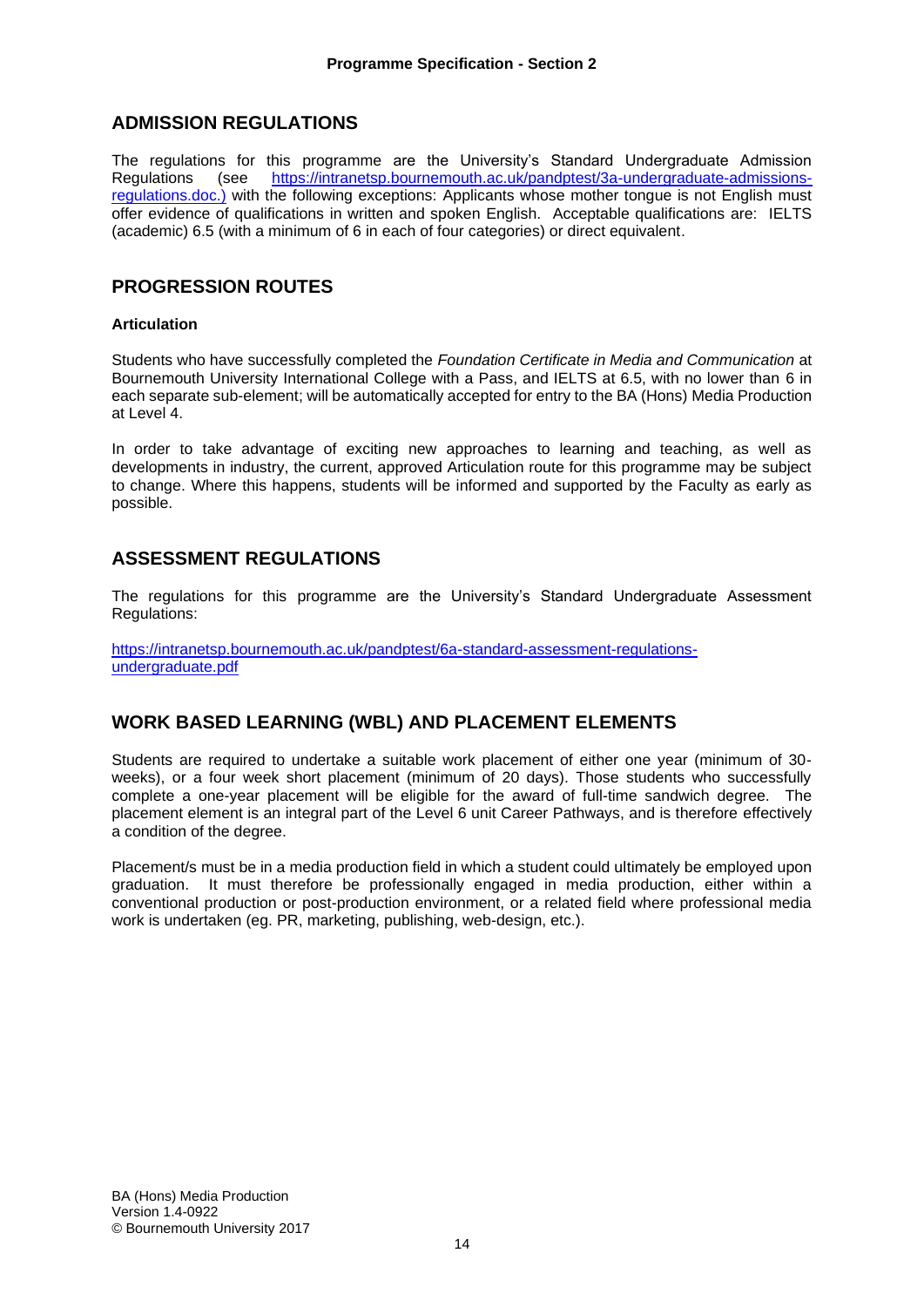## ADMISSION REGULATIONS

The regulations for this programme are the University's Standard Undergraduate Admission Regulations (see https://intranetsp.bournemouth.ac.uk/pandptest/3a-undergraduate-admissions-regulations.doc.) with the following exceptions: Applicants whose mother tongue is not English must offer evidence of qualifications in written and spoken English. Acceptable qualifications are: IELTS (academic) 6.5 (with a minimum of 6 in each of four categories) or direct equivalent.

## PROGRESSION ROUTES

**Articulation**

Students who have successfully completed the *Foundation Certificate in Media and Communication* at Bournemouth University International College with a Pass, and IELTS at 6.5, with no lower than 6 in each separate sub-element; will be automatically accepted for entry to the BA (Hons) Media Production at Level 4.

In order to take advantage of exciting new approaches to learning and teaching, as well as developments in industry, the current, approved Articulation route for this programme may be subject to change. Where this happens, students will be informed and supported by the Faculty as early as possible.

## ASSESSMENT REGULATIONS

The regulations for this programme are the University's Standard Undergraduate Assessment Regulations:

https://intranetsp.bournemouth.ac.uk/pandptest/6a-standard-assessment-regulations-undergraduate.pdf

## WORK BASED LEARNING (WBL) AND PLACEMENT ELEMENTS

Students are required to undertake a suitable work placement of either one year (minimum of 30-weeks), or a four week short placement (minimum of 20 days). Those students who successfully complete a one-year placement will be eligible for the award of full-time sandwich degree. The placement element is an integral part of the Level 6 unit Career Pathways, and is therefore effectively a condition of the degree.

Placement/s must be in a media production field in which a student could ultimately be employed upon graduation. It must therefore be professionally engaged in media production, either within a conventional production or post-production environment, or a related field where professional media work is undertaken (eg. PR, marketing, publishing, web-design, etc.).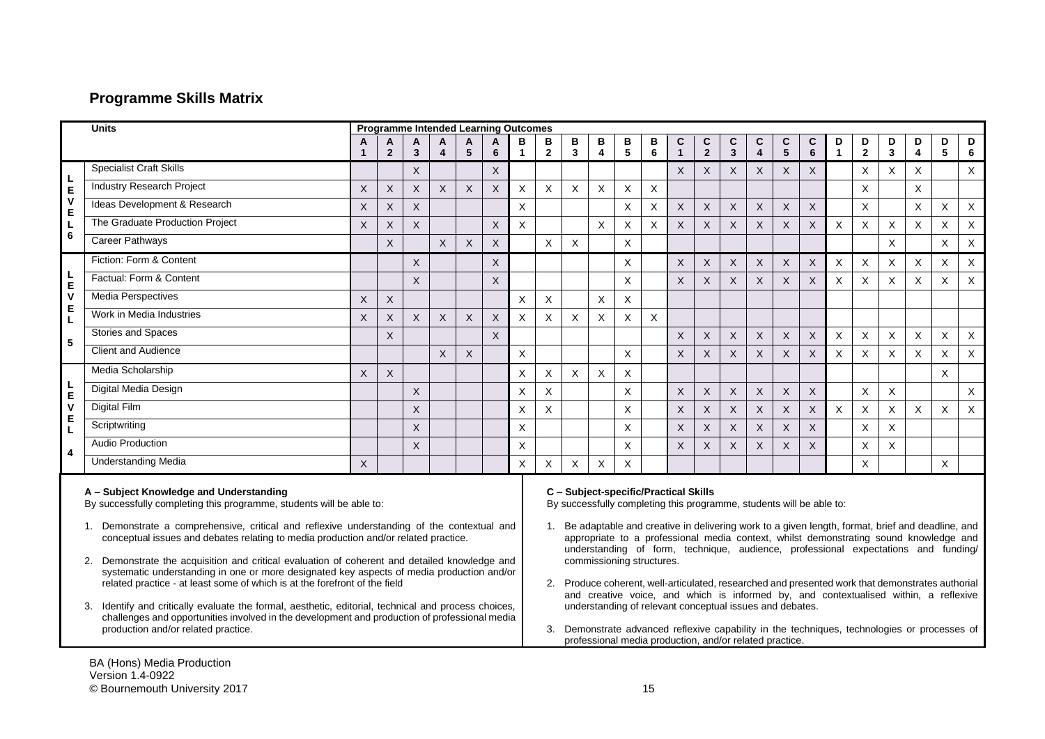## Programme Skills Matrix

| | Units | Programme Intended Learning Outcomes | | | | | | | | | | | | | | | | | | | | | | | |
|---|---|---|---|---|---|---|---|---|---|---|---|---|---|---|---|---|---|---|---|---|---|---|---|---|---|
| | | A1 | A2 | A3 | A4 | A5 | A6 | B1 | B2 | B3 | B4 | B5 | B6 | C1 | C2 | C3 | C4 | C5 | C6 | D1 | D2 | D3 | D4 | D5 | D6 |
| LEVEL 6 | Specialist Craft Skills | | | X | | | X | | | | | | | X | X | X | X | X | X | | X | X | X | | X |
| | Industry Research Project | X | X | X | X | X | X | X | X | X | X | X | X | | | | | | | | X | | X | | |
| | Ideas Development & Research | X | X | X | | | | X | | | | X | X | X | X | X | X | X | X | | X | | X | X | X |
| | The Graduate Production Project | X | X | X | | | X | X | | | X | X | X | X | X | X | X | X | X | X | X | X | X | X | X |
| | Career Pathways | | X | | X | X | X | | X | X | | X | | | | | | | | | | X | | X | X |
| LEVEL 5 | Fiction: Form & Content | | | X | | | X | | | | | X | | X | X | X | X | X | X | X | X | X | X | X | X |
| | Factual: Form & Content | | | X | | | X | | | | | X | | X | X | X | X | X | X | X | X | X | X | X | X |
| | Media Perspectives | X | X | | | | | X | X | | X | X | | | | | | | | | | | | | |
| | Work in Media Industries | X | X | X | X | X | X | X | X | X | X | X | X | | | | | | | | | | | | |
| | Stories and Spaces | | X | | | | X | | | | | | | X | X | X | X | X | X | X | X | X | X | X | X |
| | Client and Audience | | | | X | X | | X | | | | X | | X | X | X | X | X | X | X | X | X | X | X | X |
| LEVEL 4 | Media Scholarship | X | X | | | | | X | X | X | X | X | | | | | | | | | | | | X | |
| | Digital Media Design | | | X | | | | X | X | | | X | | X | X | X | X | X | X | | X | X | | | X |
| | Digital Film | | | X | | | | X | X | | | X | | X | X | X | X | X | X | X | X | X | X | X | X |
| | Scriptwriting | | | X | | | | X | | | | X | | X | X | X | X | X | X | | X | X | | | |
| | Audio Production | | | X | | | | X | | | | X | | X | X | X | X | X | X | | X | X | | | |
| | Understanding Media | X | | | | | | X | X | X | X | X | | | | | | | | | X | | | X | |

**A – Subject Knowledge and Understanding**
By successfully completing this programme, students will be able to:

1. Demonstrate a comprehensive, critical and reflexive understanding of the contextual and conceptual issues and debates relating to media production and/or related practice.
2. Demonstrate the acquisition and critical evaluation of coherent and detailed knowledge and systematic understanding in one or more designated key aspects of media production and/or related practice - at least some of which is at the forefront of the field
3. Identify and critically evaluate the formal, aesthetic, editorial, technical and process choices, challenges and opportunities involved in the development and production of professional media production and/or related practice.

**C – Subject-specific/Practical Skills**
By successfully completing this programme, students will be able to:

1. Be adaptable and creative in delivering work to a given length, format, brief and deadline, and appropriate to a professional media context, whilst demonstrating sound knowledge and understanding of form, technique, audience, professional expectations and funding/ commissioning structures.
2. Produce coherent, well-articulated, researched and presented work that demonstrates authorial and creative voice, and which is informed by, and contextualised within, a reflexive understanding of relevant conceptual issues and debates.
3. Demonstrate advanced reflexive capability in the techniques, technologies or processes of professional media production, and/or related practice.

BA (Hons) Media Production
Version 1.4-0922
© Bournemouth University 2017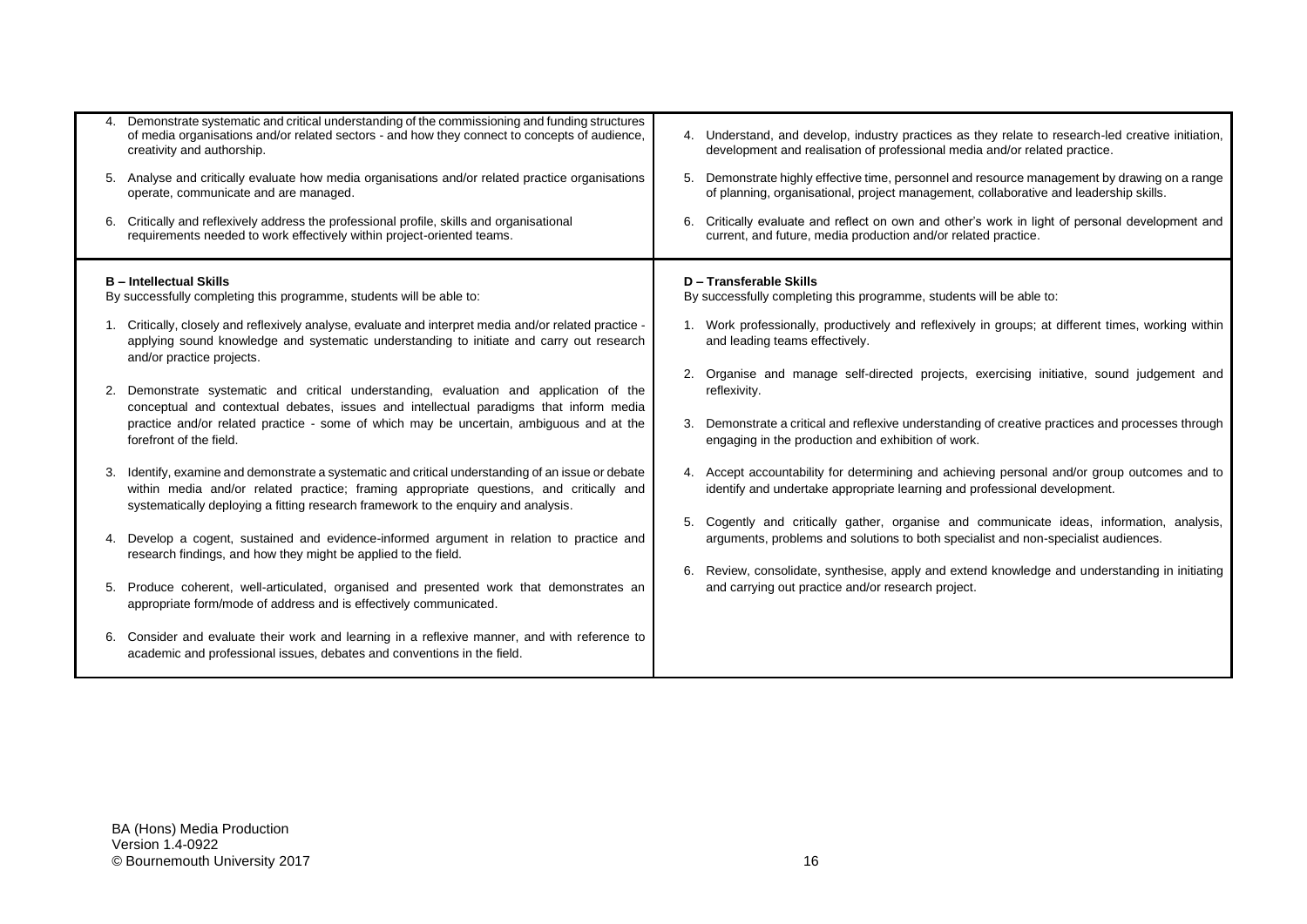4. Demonstrate systematic and critical understanding of the commissioning and funding structures of media organisations and/or related sectors - and how they connect to concepts of audience, creativity and authorship.
5. Analyse and critically evaluate how media organisations and/or related practice organisations operate, communicate and are managed.
6. Critically and reflexively address the professional profile, skills and organisational requirements needed to work effectively within project-oriented teams.

4. Understand, and develop, industry practices as they relate to research-led creative initiation, development and realisation of professional media and/or related practice.
5. Demonstrate highly effective time, personnel and resource management by drawing on a range of planning, organisational, project management, collaborative and leadership skills.
6. Critically evaluate and reflect on own and other's work in light of personal development and current, and future, media production and/or related practice.

**B – Intellectual Skills**

By successfully completing this programme, students will be able to:

1. Critically, closely and reflexively analyse, evaluate and interpret media and/or related practice - applying sound knowledge and systematic understanding to initiate and carry out research and/or practice projects.
2. Demonstrate systematic and critical understanding, evaluation and application of the conceptual and contextual debates, issues and intellectual paradigms that inform media practice and/or related practice - some of which may be uncertain, ambiguous and at the forefront of the field.
3. Identify, examine and demonstrate a systematic and critical understanding of an issue or debate within media and/or related practice; framing appropriate questions, and critically and systematically deploying a fitting research framework to the enquiry and analysis.
4. Develop a cogent, sustained and evidence-informed argument in relation to practice and research findings, and how they might be applied to the field.
5. Produce coherent, well-articulated, organised and presented work that demonstrates an appropriate form/mode of address and is effectively communicated.
6. Consider and evaluate their work and learning in a reflexive manner, and with reference to academic and professional issues, debates and conventions in the field.

**D – Transferable Skills**

By successfully completing this programme, students will be able to:

1. Work professionally, productively and reflexively in groups; at different times, working within and leading teams effectively.
2. Organise and manage self-directed projects, exercising initiative, sound judgement and reflexivity.
3. Demonstrate a critical and reflexive understanding of creative practices and processes through engaging in the production and exhibition of work.
4. Accept accountability for determining and achieving personal and/or group outcomes and to identify and undertake appropriate learning and professional development.
5. Cogently and critically gather, organise and communicate ideas, information, analysis, arguments, problems and solutions to both specialist and non-specialist audiences.
6. Review, consolidate, synthesise, apply and extend knowledge and understanding in initiating and carrying out practice and/or research project.